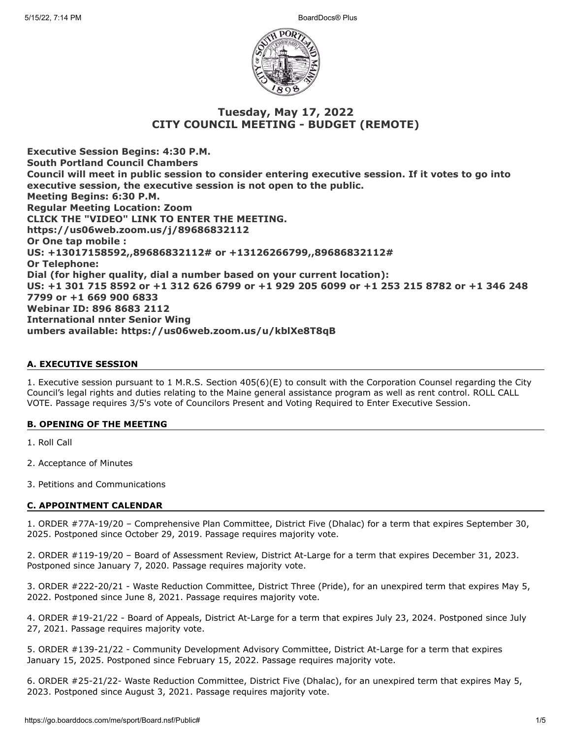# Tuesday, May 17, 2022
# CITY COUNCIL MEETING - BUDGET (REMOTE)

**Executive Session Begins: 4:30 P.M.**
**South Portland Council Chambers**
**Council will meet in public session to consider entering executive session. If it votes to go into executive session, the executive session is not open to the public.**
**Meeting Begins: 6:30 P.M.**
**Regular Meeting Location: Zoom**
**CLICK THE "VIDEO" LINK TO ENTER THE MEETING.**
**https://us06web.zoom.us/j/89686832112**
**Or One tap mobile :**
**US: +13017158592,,89686832112# or +13126266799,,89686832112#**
**Or Telephone:**
**Dial (for higher quality, dial a number based on your current location):**
**US: +1 301 715 8592 or +1 312 626 6799 or +1 929 205 6099 or +1 253 215 8782 or +1 346 248 7799 or +1 669 900 6833**
**Webinar ID: 896 8683 2112**
**International nnter Senior Wing**
**umbers available: https://us06web.zoom.us/u/kblXe8T8qB**

## A. EXECUTIVE SESSION

1. Executive session pursuant to 1 M.R.S. Section 405(6)(E) to consult with the Corporation Counsel regarding the City Council's legal rights and duties relating to the Maine general assistance program as well as rent control. ROLL CALL VOTE. Passage requires 3/5's vote of Councilors Present and Voting Required to Enter Executive Session.

## B. OPENING OF THE MEETING

1. Roll Call

2. Acceptance of Minutes

3. Petitions and Communications

## C. APPOINTMENT CALENDAR

1. ORDER #77A-19/20 – Comprehensive Plan Committee, District Five (Dhalac) for a term that expires September 30, 2025. Postponed since October 29, 2019. Passage requires majority vote.

2. ORDER #119-19/20 – Board of Assessment Review, District At-Large for a term that expires December 31, 2023. Postponed since January 7, 2020. Passage requires majority vote.

3. ORDER #222-20/21 - Waste Reduction Committee, District Three (Pride), for an unexpired term that expires May 5, 2022. Postponed since June 8, 2021. Passage requires majority vote.

4. ORDER #19-21/22 - Board of Appeals, District At-Large for a term that expires July 23, 2024. Postponed since July 27, 2021. Passage requires majority vote.

5. ORDER #139-21/22 - Community Development Advisory Committee, District At-Large for a term that expires January 15, 2025. Postponed since February 15, 2022. Passage requires majority vote.

6. ORDER #25-21/22- Waste Reduction Committee, District Five (Dhalac), for an unexpired term that expires May 5, 2023. Postponed since August 3, 2021. Passage requires majority vote.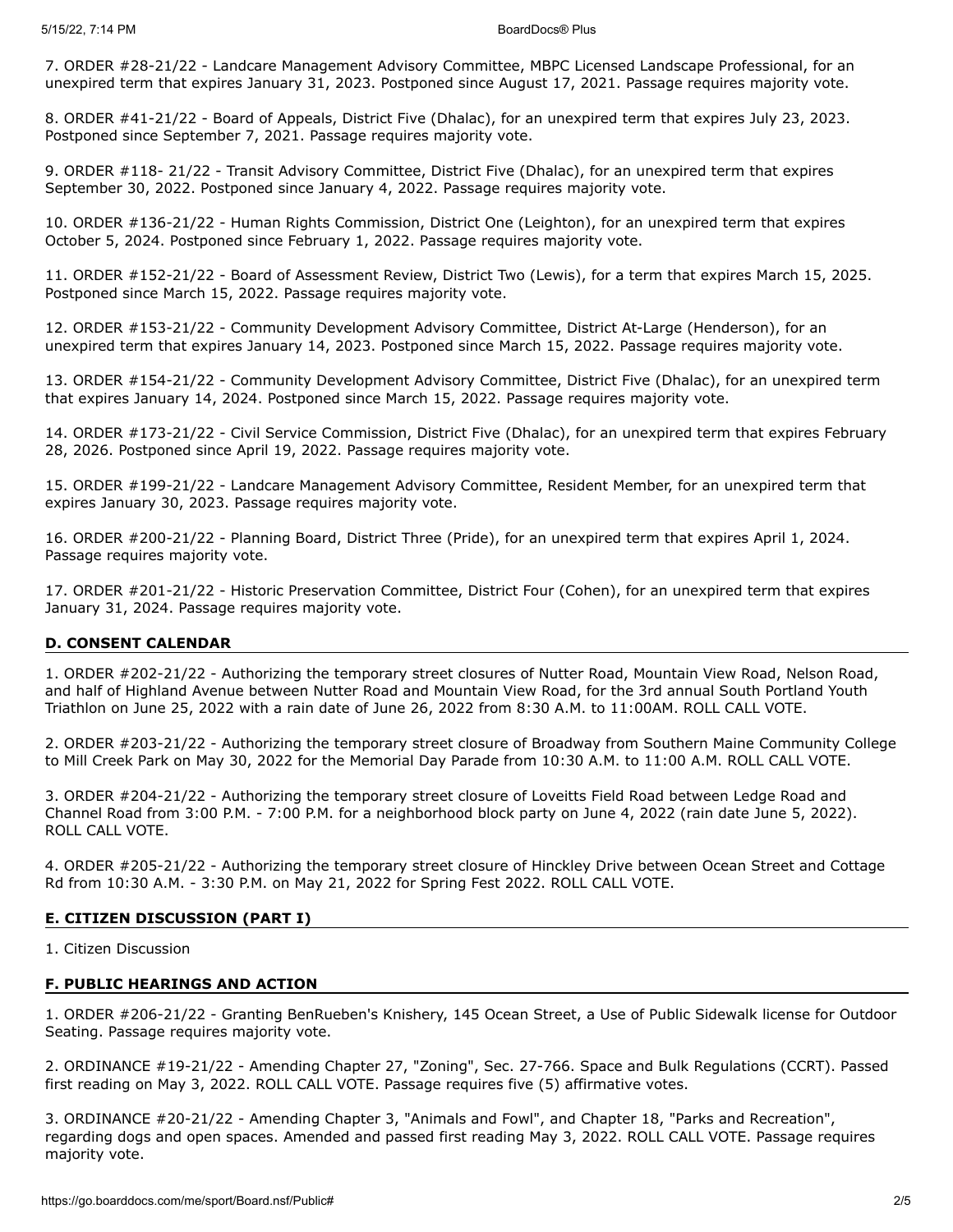7. ORDER #28-21/22 - Landcare Management Advisory Committee, MBPC Licensed Landscape Professional, for an unexpired term that expires January 31, 2023. Postponed since August 17, 2021. Passage requires majority vote.

8. ORDER #41-21/22 - Board of Appeals, District Five (Dhalac), for an unexpired term that expires July 23, 2023. Postponed since September 7, 2021. Passage requires majority vote.

9. ORDER #118- 21/22 - Transit Advisory Committee, District Five (Dhalac), for an unexpired term that expires September 30, 2022. Postponed since January 4, 2022. Passage requires majority vote.

10. ORDER #136-21/22 - Human Rights Commission, District One (Leighton), for an unexpired term that expires October 5, 2024. Postponed since February 1, 2022. Passage requires majority vote.

11. ORDER #152-21/22 - Board of Assessment Review, District Two (Lewis), for a term that expires March 15, 2025. Postponed since March 15, 2022. Passage requires majority vote.

12. ORDER #153-21/22 - Community Development Advisory Committee, District At-Large (Henderson), for an unexpired term that expires January 14, 2023. Postponed since March 15, 2022. Passage requires majority vote.

13. ORDER #154-21/22 - Community Development Advisory Committee, District Five (Dhalac), for an unexpired term that expires January 14, 2024. Postponed since March 15, 2022. Passage requires majority vote.

14. ORDER #173-21/22 - Civil Service Commission, District Five (Dhalac), for an unexpired term that expires February 28, 2026. Postponed since April 19, 2022. Passage requires majority vote.

15. ORDER #199-21/22 - Landcare Management Advisory Committee, Resident Member, for an unexpired term that expires January 30, 2023. Passage requires majority vote.

16. ORDER #200-21/22 - Planning Board, District Three (Pride), for an unexpired term that expires April 1, 2024. Passage requires majority vote.

17. ORDER #201-21/22 - Historic Preservation Committee, District Four (Cohen), for an unexpired term that expires January 31, 2024. Passage requires majority vote.

## D. CONSENT CALENDAR

1. ORDER #202-21/22 - Authorizing the temporary street closures of Nutter Road, Mountain View Road, Nelson Road, and half of Highland Avenue between Nutter Road and Mountain View Road, for the 3rd annual South Portland Youth Triathlon on June 25, 2022 with a rain date of June 26, 2022 from 8:30 A.M. to 11:00AM. ROLL CALL VOTE.

2. ORDER #203-21/22 - Authorizing the temporary street closure of Broadway from Southern Maine Community College to Mill Creek Park on May 30, 2022 for the Memorial Day Parade from 10:30 A.M. to 11:00 A.M. ROLL CALL VOTE.

3. ORDER #204-21/22 - Authorizing the temporary street closure of Loveitts Field Road between Ledge Road and Channel Road from 3:00 P.M. - 7:00 P.M. for a neighborhood block party on June 4, 2022 (rain date June 5, 2022). ROLL CALL VOTE.

4. ORDER #205-21/22 - Authorizing the temporary street closure of Hinckley Drive between Ocean Street and Cottage Rd from 10:30 A.M. - 3:30 P.M. on May 21, 2022 for Spring Fest 2022. ROLL CALL VOTE.

## E. CITIZEN DISCUSSION (PART I)

1. Citizen Discussion

## F. PUBLIC HEARINGS AND ACTION

1. ORDER #206-21/22 - Granting BenRueben's Knishery, 145 Ocean Street, a Use of Public Sidewalk license for Outdoor Seating. Passage requires majority vote.

2. ORDINANCE #19-21/22 - Amending Chapter 27, "Zoning", Sec. 27-766. Space and Bulk Regulations (CCRT). Passed first reading on May 3, 2022. ROLL CALL VOTE. Passage requires five (5) affirmative votes.

3. ORDINANCE #20-21/22 - Amending Chapter 3, "Animals and Fowl", and Chapter 18, "Parks and Recreation", regarding dogs and open spaces. Amended and passed first reading May 3, 2022. ROLL CALL VOTE. Passage requires majority vote.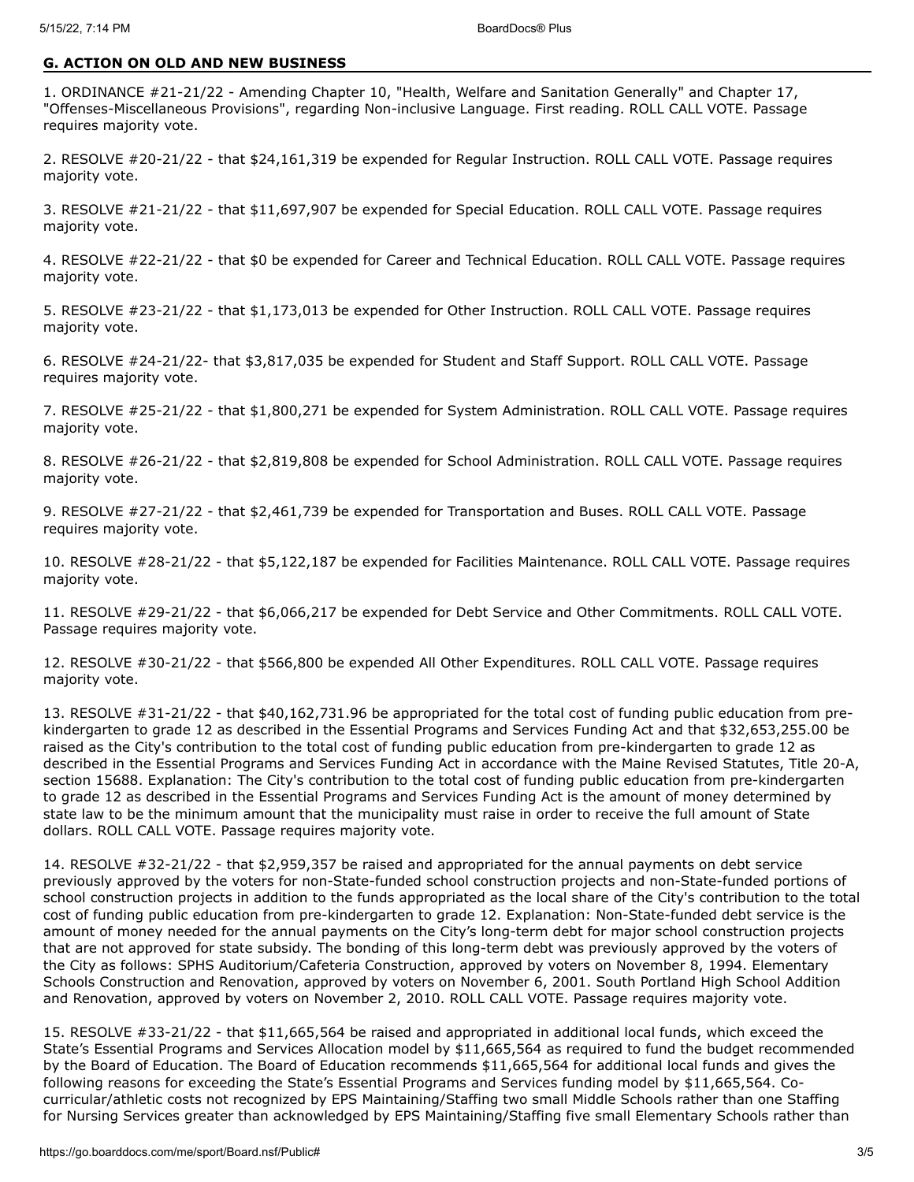### G. ACTION ON OLD AND NEW BUSINESS

1. ORDINANCE #21-21/22 - Amending Chapter 10, "Health, Welfare and Sanitation Generally" and Chapter 17, "Offenses-Miscellaneous Provisions", regarding Non-inclusive Language. First reading. ROLL CALL VOTE. Passage requires majority vote.

2. RESOLVE #20-21/22 - that $24,161,319 be expended for Regular Instruction. ROLL CALL VOTE. Passage requires majority vote.

3. RESOLVE #21-21/22 - that $11,697,907 be expended for Special Education. ROLL CALL VOTE. Passage requires majority vote.

4. RESOLVE #22-21/22 - that $0 be expended for Career and Technical Education. ROLL CALL VOTE. Passage requires majority vote.

5. RESOLVE #23-21/22 - that $1,173,013 be expended for Other Instruction. ROLL CALL VOTE. Passage requires majority vote.

6. RESOLVE #24-21/22- that $3,817,035 be expended for Student and Staff Support. ROLL CALL VOTE. Passage requires majority vote.

7. RESOLVE #25-21/22 - that $1,800,271 be expended for System Administration. ROLL CALL VOTE. Passage requires majority vote.

8. RESOLVE #26-21/22 - that $2,819,808 be expended for School Administration. ROLL CALL VOTE. Passage requires majority vote.

9. RESOLVE #27-21/22 - that $2,461,739 be expended for Transportation and Buses. ROLL CALL VOTE. Passage requires majority vote.

10. RESOLVE #28-21/22 - that $5,122,187 be expended for Facilities Maintenance. ROLL CALL VOTE. Passage requires majority vote.

11. RESOLVE #29-21/22 - that $6,066,217 be expended for Debt Service and Other Commitments. ROLL CALL VOTE. Passage requires majority vote.

12. RESOLVE #30-21/22 - that $566,800 be expended All Other Expenditures. ROLL CALL VOTE. Passage requires majority vote.

13. RESOLVE #31-21/22 - that $40,162,731.96 be appropriated for the total cost of funding public education from pre-kindergarten to grade 12 as described in the Essential Programs and Services Funding Act and that $32,653,255.00 be raised as the City's contribution to the total cost of funding public education from pre-kindergarten to grade 12 as described in the Essential Programs and Services Funding Act in accordance with the Maine Revised Statutes, Title 20-A, section 15688. Explanation: The City's contribution to the total cost of funding public education from pre-kindergarten to grade 12 as described in the Essential Programs and Services Funding Act is the amount of money determined by state law to be the minimum amount that the municipality must raise in order to receive the full amount of State dollars. ROLL CALL VOTE. Passage requires majority vote.

14. RESOLVE #32-21/22 - that $2,959,357 be raised and appropriated for the annual payments on debt service previously approved by the voters for non-State-funded school construction projects and non-State-funded portions of school construction projects in addition to the funds appropriated as the local share of the City's contribution to the total cost of funding public education from pre-kindergarten to grade 12. Explanation: Non-State-funded debt service is the amount of money needed for the annual payments on the City's long-term debt for major school construction projects that are not approved for state subsidy. The bonding of this long-term debt was previously approved by the voters of the City as follows: SPHS Auditorium/Cafeteria Construction, approved by voters on November 8, 1994. Elementary Schools Construction and Renovation, approved by voters on November 6, 2001. South Portland High School Addition and Renovation, approved by voters on November 2, 2010. ROLL CALL VOTE. Passage requires majority vote.

15. RESOLVE #33-21/22 - that $11,665,564 be raised and appropriated in additional local funds, which exceed the State's Essential Programs and Services Allocation model by $11,665,564 as required to fund the budget recommended by the Board of Education. The Board of Education recommends $11,665,564 for additional local funds and gives the following reasons for exceeding the State's Essential Programs and Services funding model by $11,665,564. Co-curricular/athletic costs not recognized by EPS Maintaining/Staffing two small Middle Schools rather than one Staffing for Nursing Services greater than acknowledged by EPS Maintaining/Staffing five small Elementary Schools rather than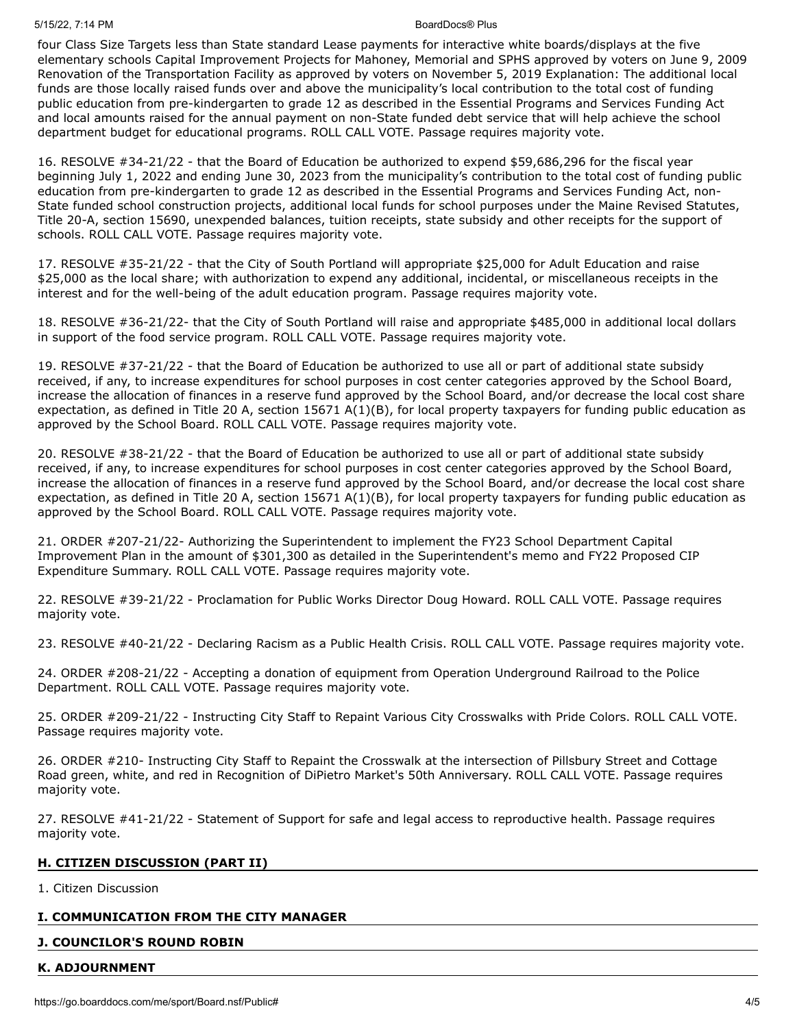four Class Size Targets less than State standard Lease payments for interactive white boards/displays at the five elementary schools Capital Improvement Projects for Mahoney, Memorial and SPHS approved by voters on June 9, 2009 Renovation of the Transportation Facility as approved by voters on November 5, 2019 Explanation: The additional local funds are those locally raised funds over and above the municipality's local contribution to the total cost of funding public education from pre-kindergarten to grade 12 as described in the Essential Programs and Services Funding Act and local amounts raised for the annual payment on non-State funded debt service that will help achieve the school department budget for educational programs. ROLL CALL VOTE. Passage requires majority vote.

16. RESOLVE #34-21/22 - that the Board of Education be authorized to expend $59,686,296 for the fiscal year beginning July 1, 2022 and ending June 30, 2023 from the municipality's contribution to the total cost of funding public education from pre-kindergarten to grade 12 as described in the Essential Programs and Services Funding Act, non-State funded school construction projects, additional local funds for school purposes under the Maine Revised Statutes, Title 20-A, section 15690, unexpended balances, tuition receipts, state subsidy and other receipts for the support of schools. ROLL CALL VOTE. Passage requires majority vote.

17. RESOLVE #35-21/22 - that the City of South Portland will appropriate $25,000 for Adult Education and raise $25,000 as the local share; with authorization to expend any additional, incidental, or miscellaneous receipts in the interest and for the well-being of the adult education program. Passage requires majority vote.

18. RESOLVE #36-21/22- that the City of South Portland will raise and appropriate $485,000 in additional local dollars in support of the food service program. ROLL CALL VOTE. Passage requires majority vote.

19. RESOLVE #37-21/22 - that the Board of Education be authorized to use all or part of additional state subsidy received, if any, to increase expenditures for school purposes in cost center categories approved by the School Board, increase the allocation of finances in a reserve fund approved by the School Board, and/or decrease the local cost share expectation, as defined in Title 20 A, section 15671 A(1)(B), for local property taxpayers for funding public education as approved by the School Board. ROLL CALL VOTE. Passage requires majority vote.

20. RESOLVE #38-21/22 - that the Board of Education be authorized to use all or part of additional state subsidy received, if any, to increase expenditures for school purposes in cost center categories approved by the School Board, increase the allocation of finances in a reserve fund approved by the School Board, and/or decrease the local cost share expectation, as defined in Title 20 A, section 15671 A(1)(B), for local property taxpayers for funding public education as approved by the School Board. ROLL CALL VOTE. Passage requires majority vote.

21. ORDER #207-21/22- Authorizing the Superintendent to implement the FY23 School Department Capital Improvement Plan in the amount of $301,300 as detailed in the Superintendent's memo and FY22 Proposed CIP Expenditure Summary. ROLL CALL VOTE. Passage requires majority vote.

22. RESOLVE #39-21/22 - Proclamation for Public Works Director Doug Howard. ROLL CALL VOTE. Passage requires majority vote.

23. RESOLVE #40-21/22 - Declaring Racism as a Public Health Crisis. ROLL CALL VOTE. Passage requires majority vote.

24. ORDER #208-21/22 - Accepting a donation of equipment from Operation Underground Railroad to the Police Department. ROLL CALL VOTE. Passage requires majority vote.

25. ORDER #209-21/22 - Instructing City Staff to Repaint Various City Crosswalks with Pride Colors. ROLL CALL VOTE. Passage requires majority vote.

26. ORDER #210- Instructing City Staff to Repaint the Crosswalk at the intersection of Pillsbury Street and Cottage Road green, white, and red in Recognition of DiPietro Market's 50th Anniversary. ROLL CALL VOTE. Passage requires majority vote.

27. RESOLVE #41-21/22 - Statement of Support for safe and legal access to reproductive health. Passage requires majority vote.

## H. CITIZEN DISCUSSION (PART II)

1. Citizen Discussion

## I. COMMUNICATION FROM THE CITY MANAGER

## J. COUNCILOR'S ROUND ROBIN

## K. ADJOURNMENT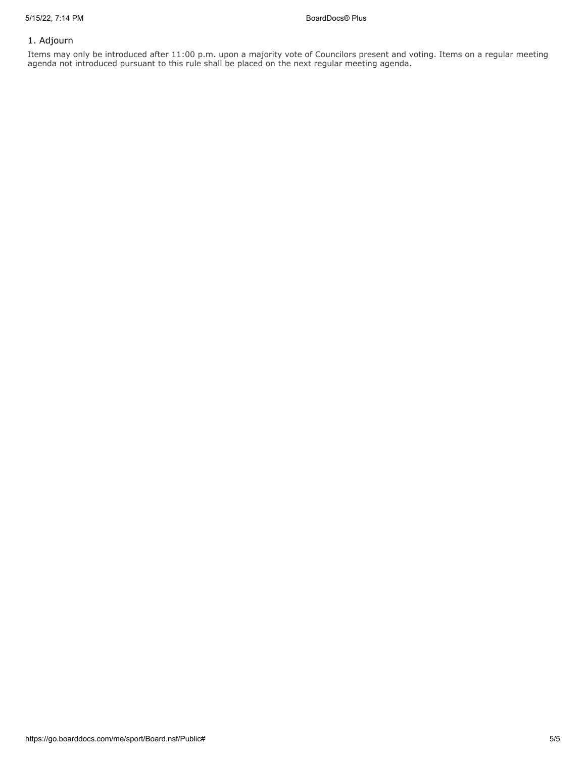1. Adjourn

Items may only be introduced after 11:00 p.m. upon a majority vote of Councilors present and voting. Items on a regular meeting agenda not introduced pursuant to this rule shall be placed on the next regular meeting agenda.